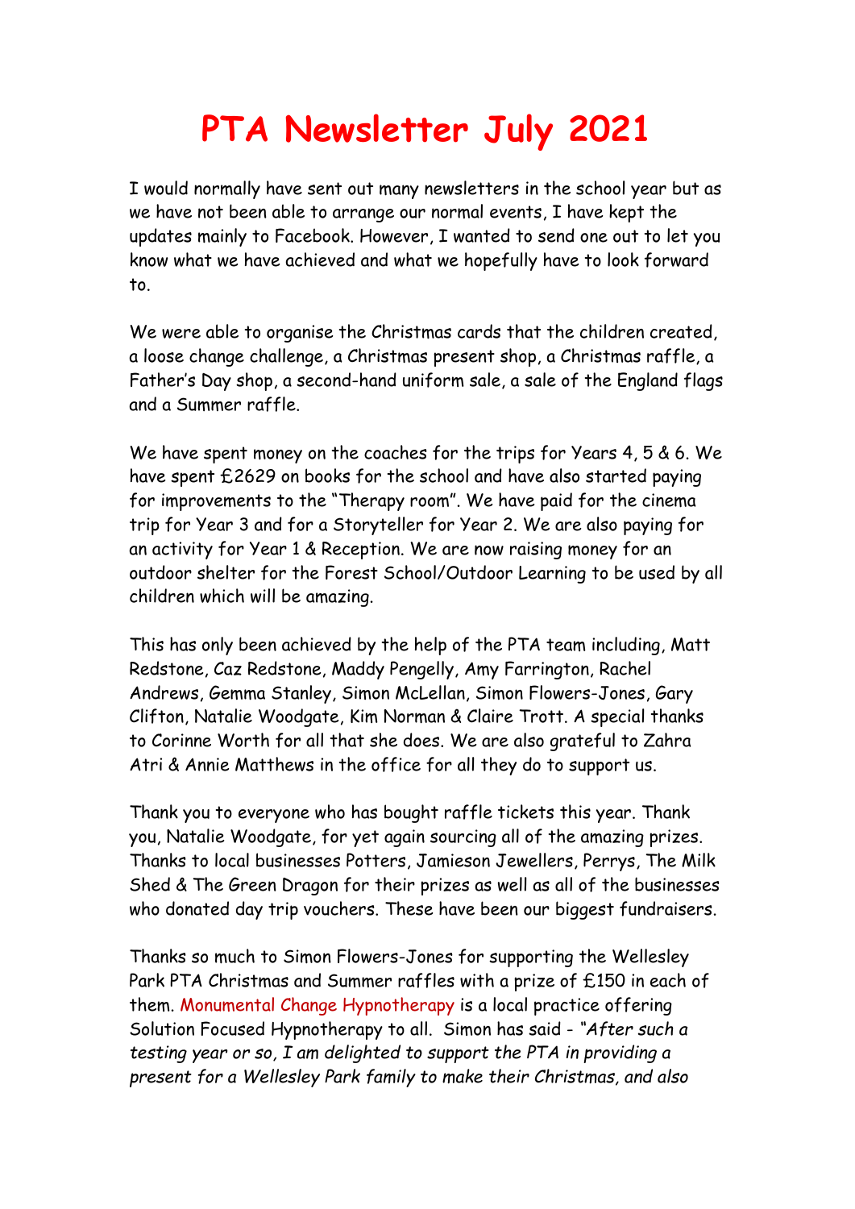# PTA Newsletter July 2021

I would normally have sent out many newsletters in the school year but as we have not been able to arrange our normal events, I have kept the updates mainly to Facebook. However, I wanted to send one out to let you know what we have achieved and what we hopefully have to look forward to.

We were able to organise the Christmas cards that the children created, a loose change challenge, a Christmas present shop, a Christmas raffle, a Father's Day shop, a second-hand uniform sale, a sale of the England flags and a Summer raffle.

We have spent money on the coaches for the trips for Years 4, 5 & 6. We have spent £2629 on books for the school and have also started paying for improvements to the "Therapy room". We have paid for the cinema trip for Year 3 and for a Storyteller for Year 2. We are also paying for an activity for Year 1 & Reception. We are now raising money for an outdoor shelter for the Forest School/Outdoor Learning to be used by all children which will be amazing.

This has only been achieved by the help of the PTA team including, Matt Redstone, Caz Redstone, Maddy Pengelly, Amy Farrington, Rachel Andrews, Gemma Stanley, Simon McLellan, Simon Flowers-Jones, Gary Clifton, Natalie Woodgate, Kim Norman & Claire Trott. A special thanks to Corinne Worth for all that she does. We are also grateful to Zahra Atri & Annie Matthews in the office for all they do to support us.

Thank you to everyone who has bought raffle tickets this year. Thank you, Natalie Woodgate, for yet again sourcing all of the amazing prizes. Thanks to local businesses Potters, Jamieson Jewellers, Perrys, The Milk Shed & The Green Dragon for their prizes as well as all of the businesses who donated day trip vouchers. These have been our biggest fundraisers.

Thanks so much to Simon Flowers-Jones for supporting the Wellesley Park PTA Christmas and Summer raffles with a prize of £150 in each of them. Monumental Change Hypnotherapy is a local practice offering Solution Focused Hypnotherapy to all. Simon has said - *"After such a testing year or so, I am delighted to support the PTA in providing a present for a Wellesley Park family to make their Christmas, and also*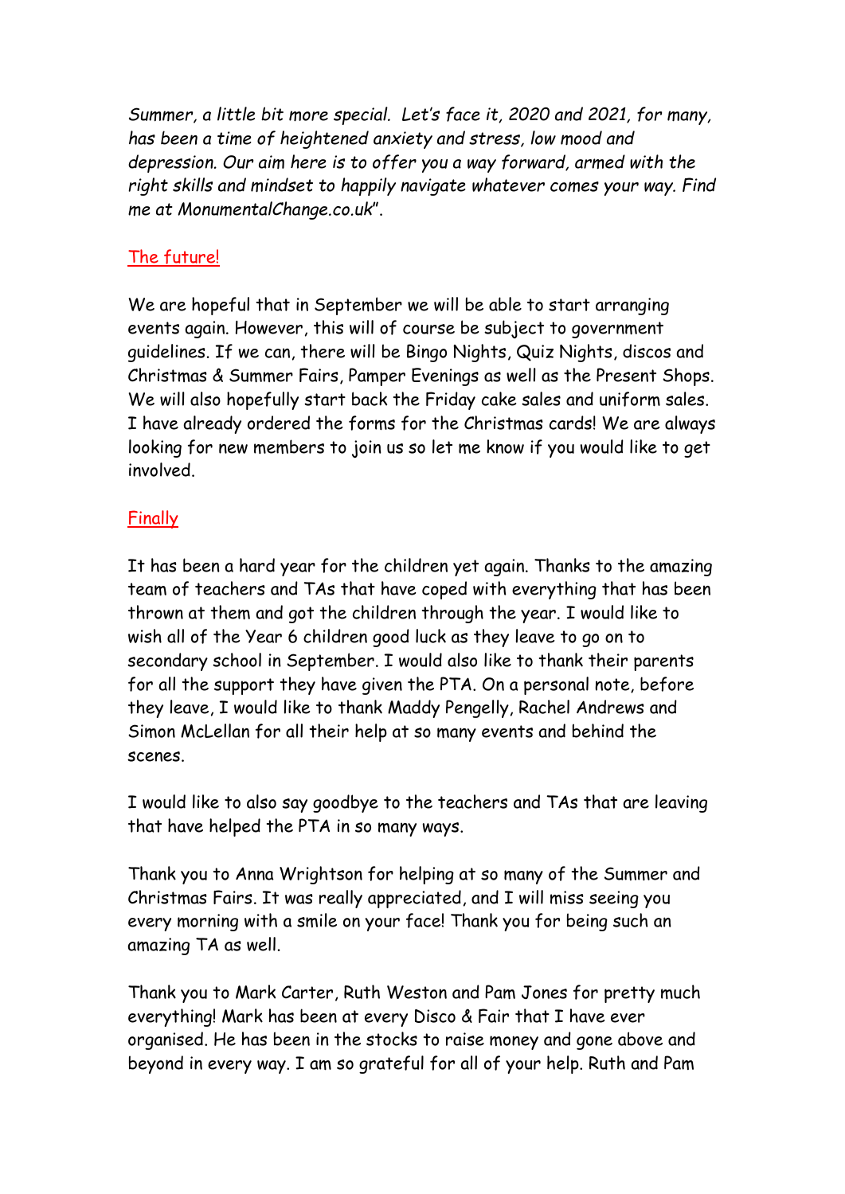*Summer, a little bit more special. Let's face it, 2020 and 2021, for many, has been a time of heightened anxiety and stress, low mood and depression. Our aim here is to offer you a way forward, armed with the right skills and mindset to happily navigate whatever comes your way. Find me at MonumentalChange.co.uk*".

## The future!

We are hopeful that in September we will be able to start arranging events again. However, this will of course be subject to government guidelines. If we can, there will be Bingo Nights, Quiz Nights, discos and Christmas & Summer Fairs, Pamper Evenings as well as the Present Shops. We will also hopefully start back the Friday cake sales and uniform sales. I have already ordered the forms for the Christmas cards! We are always looking for new members to join us so let me know if you would like to get involved.

## Finally

It has been a hard year for the children yet again. Thanks to the amazing team of teachers and TAs that have coped with everything that has been thrown at them and got the children through the year. I would like to wish all of the Year 6 children good luck as they leave to go on to secondary school in September. I would also like to thank their parents for all the support they have given the PTA. On a personal note, before they leave, I would like to thank Maddy Pengelly, Rachel Andrews and Simon McLellan for all their help at so many events and behind the scenes.

I would like to also say goodbye to the teachers and TAs that are leaving that have helped the PTA in so many ways.

Thank you to Anna Wrightson for helping at so many of the Summer and Christmas Fairs. It was really appreciated, and I will miss seeing you every morning with a smile on your face! Thank you for being such an amazing TA as well.

Thank you to Mark Carter, Ruth Weston and Pam Jones for pretty much everything! Mark has been at every Disco & Fair that I have ever organised. He has been in the stocks to raise money and gone above and beyond in every way. I am so grateful for all of your help. Ruth and Pam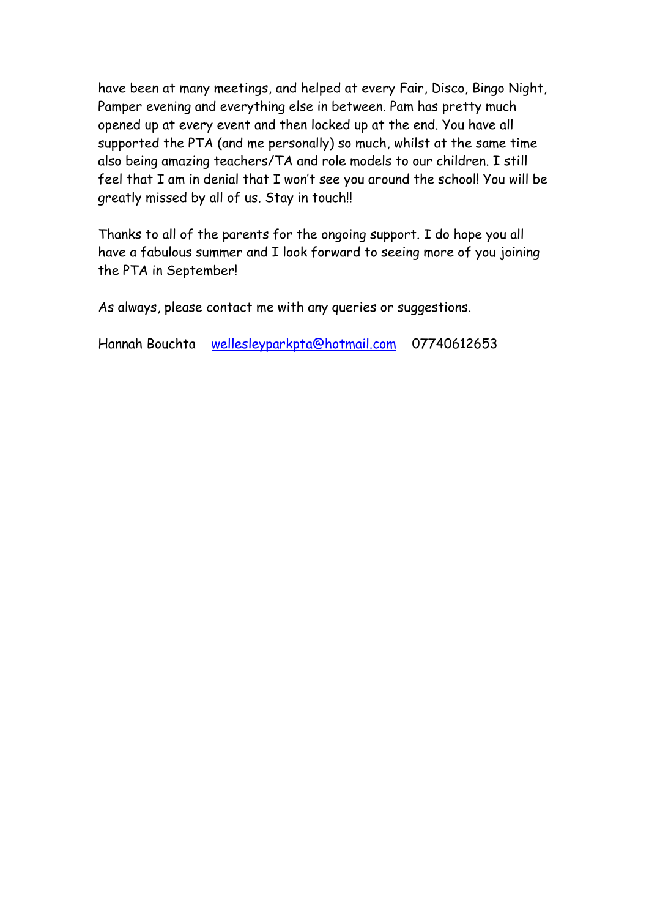have been at many meetings, and helped at every Fair, Disco, Bingo Night, Pamper evening and everything else in between. Pam has pretty much opened up at every event and then locked up at the end. You have all supported the PTA (and me personally) so much, whilst at the same time also being amazing teachers/TA and role models to our children. I still feel that I am in denial that I won't see you around the school! You will be greatly missed by all of us. Stay in touch!!

Thanks to all of the parents for the ongoing support. I do hope you all have a fabulous summer and I look forward to seeing more of you joining the PTA in September!

As always, please contact me with any queries or suggestions.

Hannah Bouchta    wellesleyparkpta@hotmail.com    07740612653